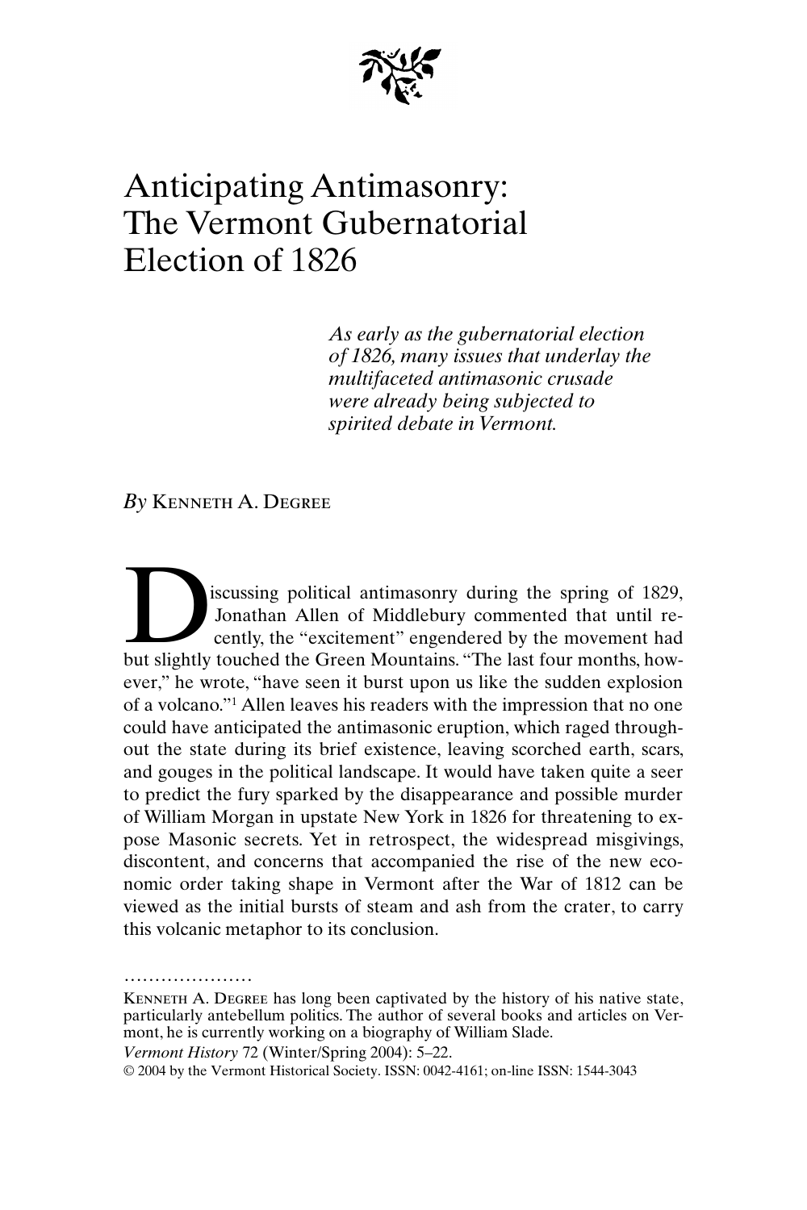# Anticipating Antimasonry: The Vermont Gubernatorial Election of 1826

*As early as the gubernatorial election of 1826, many issues that underlay the multifaceted antimasonic crusade were already being subjected to spirited debate in Vermont.*

*By* Kenneth A. Degree

Discussing political antimasonry during the spring of 1829, Jonathan Allen of Middlebury commented that until recently, the "excitement" engendered by the movement had but slightly touched the Green Mountains. "The last four months, however," he wrote, "have seen it burst upon us like the sudden explosion of a volcano."[1] Allen leaves his readers with the impression that no one could have anticipated the antimasonic eruption, which raged throughout the state during its brief existence, leaving scorched earth, scars, and gouges in the political landscape. It would have taken quite a seer to predict the fury sparked by the disappearance and possible murder of William Morgan in upstate New York in 1826 for threatening to expose Masonic secrets. Yet in retrospect, the widespread misgivings, discontent, and concerns that accompanied the rise of the new economic order taking shape in Vermont after the War of 1812 can be viewed as the initial bursts of steam and ash from the crater, to carry this volcanic metaphor to its conclusion.

…………………

Kenneth A. Degree has long been captivated by the history of his native state, particularly antebellum politics. The author of several books and articles on Vermont, he is currently working on a biography of William Slade.

*Vermont History* 72 (Winter/Spring 2004): 5–22.

© 2004 by the Vermont Historical Society. ISSN: 0042-4161; on-line ISSN: 1544-3043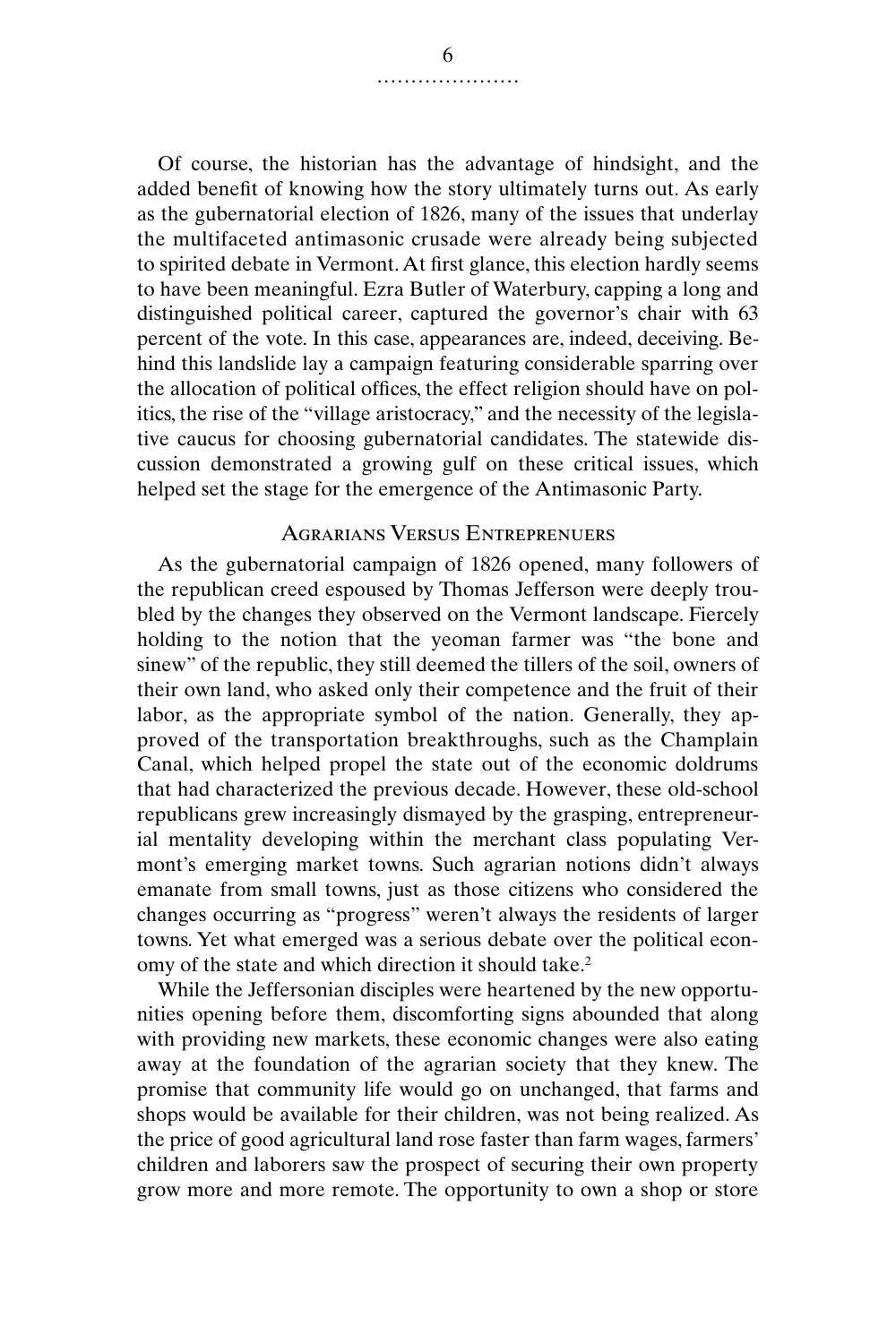Of course, the historian has the advantage of hindsight, and the added benefit of knowing how the story ultimately turns out. As early as the gubernatorial election of 1826, many of the issues that underlay the multifaceted antimasonic crusade were already being subjected to spirited debate in Vermont. At first glance, this election hardly seems to have been meaningful. Ezra Butler of Waterbury, capping a long and distinguished political career, captured the governor's chair with 63 percent of the vote. In this case, appearances are, indeed, deceiving. Behind this landslide lay a campaign featuring considerable sparring over the allocation of political offices, the effect religion should have on politics, the rise of the "village aristocracy," and the necessity of the legislative caucus for choosing gubernatorial candidates. The statewide discussion demonstrated a growing gulf on these critical issues, which helped set the stage for the emergence of the Antimasonic Party.

## Agrarians Versus Entreprenuers

As the gubernatorial campaign of 1826 opened, many followers of the republican creed espoused by Thomas Jefferson were deeply troubled by the changes they observed on the Vermont landscape. Fiercely holding to the notion that the yeoman farmer was "the bone and sinew" of the republic, they still deemed the tillers of the soil, owners of their own land, who asked only their competence and the fruit of their labor, as the appropriate symbol of the nation. Generally, they approved of the transportation breakthroughs, such as the Champlain Canal, which helped propel the state out of the economic doldrums that had characterized the previous decade. However, these old-school republicans grew increasingly dismayed by the grasping, entrepreneurial mentality developing within the merchant class populating Vermont's emerging market towns. Such agrarian notions didn't always emanate from small towns, just as those citizens who considered the changes occurring as "progress" weren't always the residents of larger towns. Yet what emerged was a serious debate over the political economy of the state and which direction it should take.[2]

While the Jeffersonian disciples were heartened by the new opportunities opening before them, discomforting signs abounded that along with providing new markets, these economic changes were also eating away at the foundation of the agrarian society that they knew. The promise that community life would go on unchanged, that farms and shops would be available for their children, was not being realized. As the price of good agricultural land rose faster than farm wages, farmers' children and laborers saw the prospect of securing their own property grow more and more remote. The opportunity to own a shop or store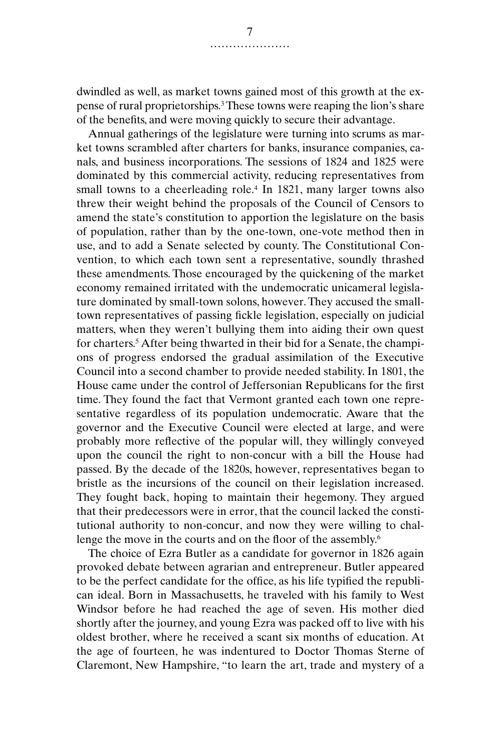dwindled as well, as market towns gained most of this growth at the expense of rural proprietorships.[3] These towns were reaping the lion's share of the benefits, and were moving quickly to secure their advantage.

Annual gatherings of the legislature were turning into scrums as market towns scrambled after charters for banks, insurance companies, canals, and business incorporations. The sessions of 1824 and 1825 were dominated by this commercial activity, reducing representatives from small towns to a cheerleading role.[4] In 1821, many larger towns also threw their weight behind the proposals of the Council of Censors to amend the state's constitution to apportion the legislature on the basis of population, rather than by the one-town, one-vote method then in use, and to add a Senate selected by county. The Constitutional Convention, to which each town sent a representative, soundly thrashed these amendments. Those encouraged by the quickening of the market economy remained irritated with the undemocratic unicameral legislature dominated by small-town solons, however. They accused the small-town representatives of passing fickle legislation, especially on judicial matters, when they weren't bullying them into aiding their own quest for charters.[5] After being thwarted in their bid for a Senate, the champions of progress endorsed the gradual assimilation of the Executive Council into a second chamber to provide needed stability. In 1801, the House came under the control of Jeffersonian Republicans for the first time. They found the fact that Vermont granted each town one representative regardless of its population undemocratic. Aware that the governor and the Executive Council were elected at large, and were probably more reflective of the popular will, they willingly conveyed upon the council the right to non-concur with a bill the House had passed. By the decade of the 1820s, however, representatives began to bristle as the incursions of the council on their legislation increased. They fought back, hoping to maintain their hegemony. They argued that their predecessors were in error, that the council lacked the constitutional authority to non-concur, and now they were willing to challenge the move in the courts and on the floor of the assembly.[6]

The choice of Ezra Butler as a candidate for governor in 1826 again provoked debate between agrarian and entrepreneur. Butler appeared to be the perfect candidate for the office, as his life typified the republican ideal. Born in Massachusetts, he traveled with his family to West Windsor before he had reached the age of seven. His mother died shortly after the journey, and young Ezra was packed off to live with his oldest brother, where he received a scant six months of education. At the age of fourteen, he was indentured to Doctor Thomas Sterne of Claremont, New Hampshire, "to learn the art, trade and mystery of a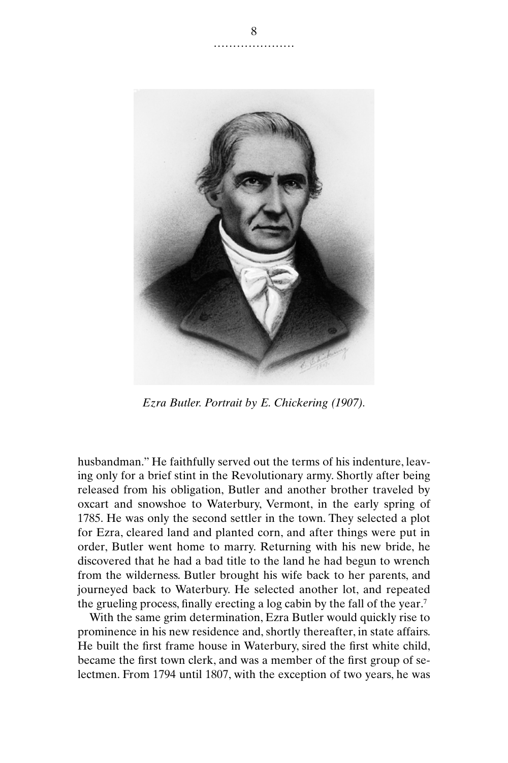*Ezra Butler. Portrait by E. Chickering (1907).*

husbandman." He faithfully served out the terms of his indenture, leaving only for a brief stint in the Revolutionary army. Shortly after being released from his obligation, Butler and another brother traveled by oxcart and snowshoe to Waterbury, Vermont, in the early spring of 1785. He was only the second settler in the town. They selected a plot for Ezra, cleared land and planted corn, and after things were put in order, Butler went home to marry. Returning with his new bride, he discovered that he had a bad title to the land he had begun to wrench from the wilderness. Butler brought his wife back to her parents, and journeyed back to Waterbury. He selected another lot, and repeated the grueling process, finally erecting a log cabin by the fall of the year.[7]

With the same grim determination, Ezra Butler would quickly rise to prominence in his new residence and, shortly thereafter, in state affairs. He built the first frame house in Waterbury, sired the first white child, became the first town clerk, and was a member of the first group of selectmen. From 1794 until 1807, with the exception of two years, he was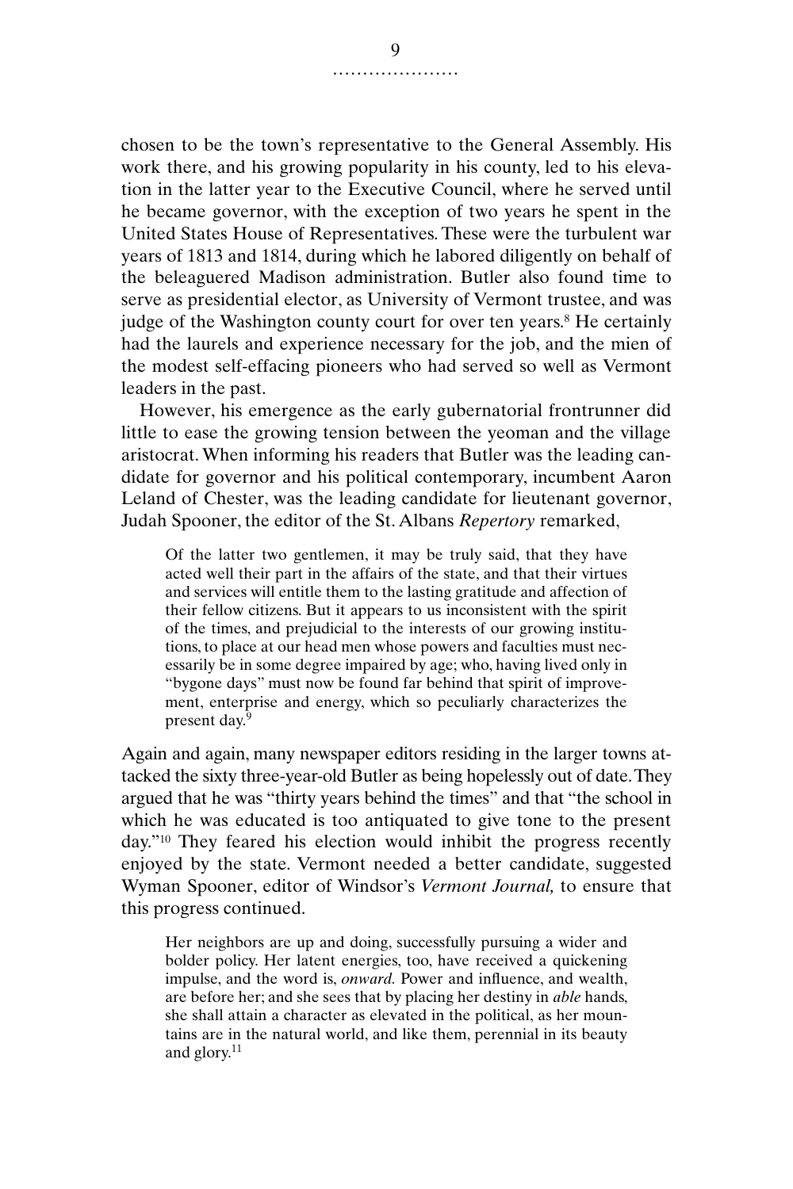chosen to be the town's representative to the General Assembly. His work there, and his growing popularity in his county, led to his elevation in the latter year to the Executive Council, where he served until he became governor, with the exception of two years he spent in the United States House of Representatives. These were the turbulent war years of 1813 and 1814, during which he labored diligently on behalf of the beleaguered Madison administration. Butler also found time to serve as presidential elector, as University of Vermont trustee, and was judge of the Washington county court for over ten years.[8] He certainly had the laurels and experience necessary for the job, and the mien of the modest self-effacing pioneers who had served so well as Vermont leaders in the past.

However, his emergence as the early gubernatorial frontrunner did little to ease the growing tension between the yeoman and the village aristocrat. When informing his readers that Butler was the leading candidate for governor and his political contemporary, incumbent Aaron Leland of Chester, was the leading candidate for lieutenant governor, Judah Spooner, the editor of the St. Albans *Repertory* remarked,

> Of the latter two gentlemen, it may be truly said, that they have acted well their part in the affairs of the state, and that their virtues and services will entitle them to the lasting gratitude and affection of their fellow citizens. But it appears to us inconsistent with the spirit of the times, and prejudicial to the interests of our growing institutions, to place at our head men whose powers and faculties must necessarily be in some degree impaired by age; who, having lived only in "bygone days" must now be found far behind that spirit of improvement, enterprise and energy, which so peculiarly characterizes the present day.[9]

Again and again, many newspaper editors residing in the larger towns attacked the sixty three-year-old Butler as being hopelessly out of date. They argued that he was "thirty years behind the times" and that "the school in which he was educated is too antiquated to give tone to the present day."[10] They feared his election would inhibit the progress recently enjoyed by the state. Vermont needed a better candidate, suggested Wyman Spooner, editor of Windsor's *Vermont Journal,* to ensure that this progress continued.

> Her neighbors are up and doing, successfully pursuing a wider and bolder policy. Her latent energies, too, have received a quickening impulse, and the word is, *onward.* Power and influence, and wealth, are before her; and she sees that by placing her destiny in *able* hands, she shall attain a character as elevated in the political, as her mountains are in the natural world, and like them, perennial in its beauty and glory.[11]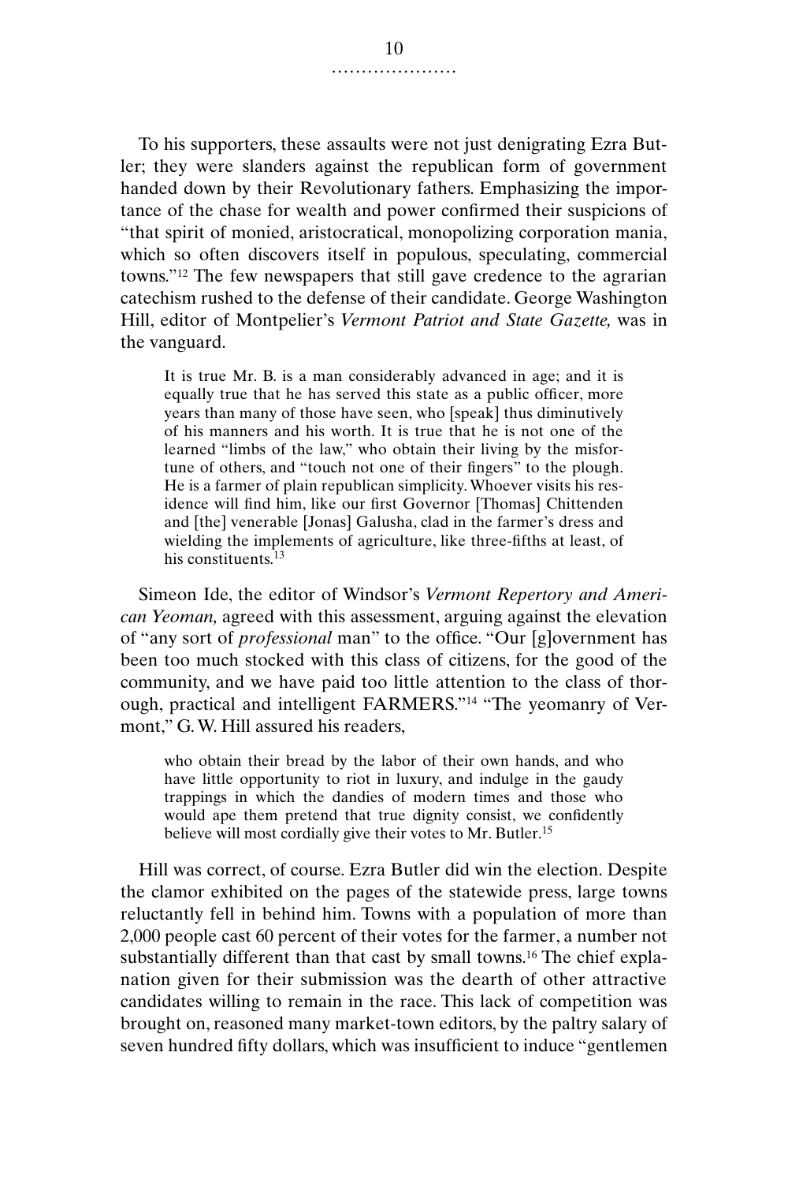To his supporters, these assaults were not just denigrating Ezra Butler; they were slanders against the republican form of government handed down by their Revolutionary fathers. Emphasizing the importance of the chase for wealth and power confirmed their suspicions of "that spirit of monied, aristocratical, monopolizing corporation mania, which so often discovers itself in populous, speculating, commercial towns."[12] The few newspapers that still gave credence to the agrarian catechism rushed to the defense of their candidate. George Washington Hill, editor of Montpelier's *Vermont Patriot and State Gazette,* was in the vanguard.

> It is true Mr. B. is a man considerably advanced in age; and it is equally true that he has served this state as a public officer, more years than many of those have seen, who [speak] thus diminutively of his manners and his worth. It is true that he is not one of the learned "limbs of the law," who obtain their living by the misfortune of others, and "touch not one of their fingers" to the plough. He is a farmer of plain republican simplicity. Whoever visits his residence will find him, like our first Governor [Thomas] Chittenden and [the] venerable [Jonas] Galusha, clad in the farmer's dress and wielding the implements of agriculture, like three-fifths at least, of his constituents.[13]

Simeon Ide, the editor of Windsor's *Vermont Repertory and American Yeoman,* agreed with this assessment, arguing against the elevation of "any sort of *professional* man" to the office. "Our [g]overnment has been too much stocked with this class of citizens, for the good of the community, and we have paid too little attention to the class of thorough, practical and intelligent FARMERS."[14] "The yeomanry of Vermont," G. W. Hill assured his readers,

> who obtain their bread by the labor of their own hands, and who have little opportunity to riot in luxury, and indulge in the gaudy trappings in which the dandies of modern times and those who would ape them pretend that true dignity consist, we confidently believe will most cordially give their votes to Mr. Butler.[15]

Hill was correct, of course. Ezra Butler did win the election. Despite the clamor exhibited on the pages of the statewide press, large towns reluctantly fell in behind him. Towns with a population of more than 2,000 people cast 60 percent of their votes for the farmer, a number not substantially different than that cast by small towns.[16] The chief explanation given for their submission was the dearth of other attractive candidates willing to remain in the race. This lack of competition was brought on, reasoned many market-town editors, by the paltry salary of seven hundred fifty dollars, which was insufficient to induce "gentlemen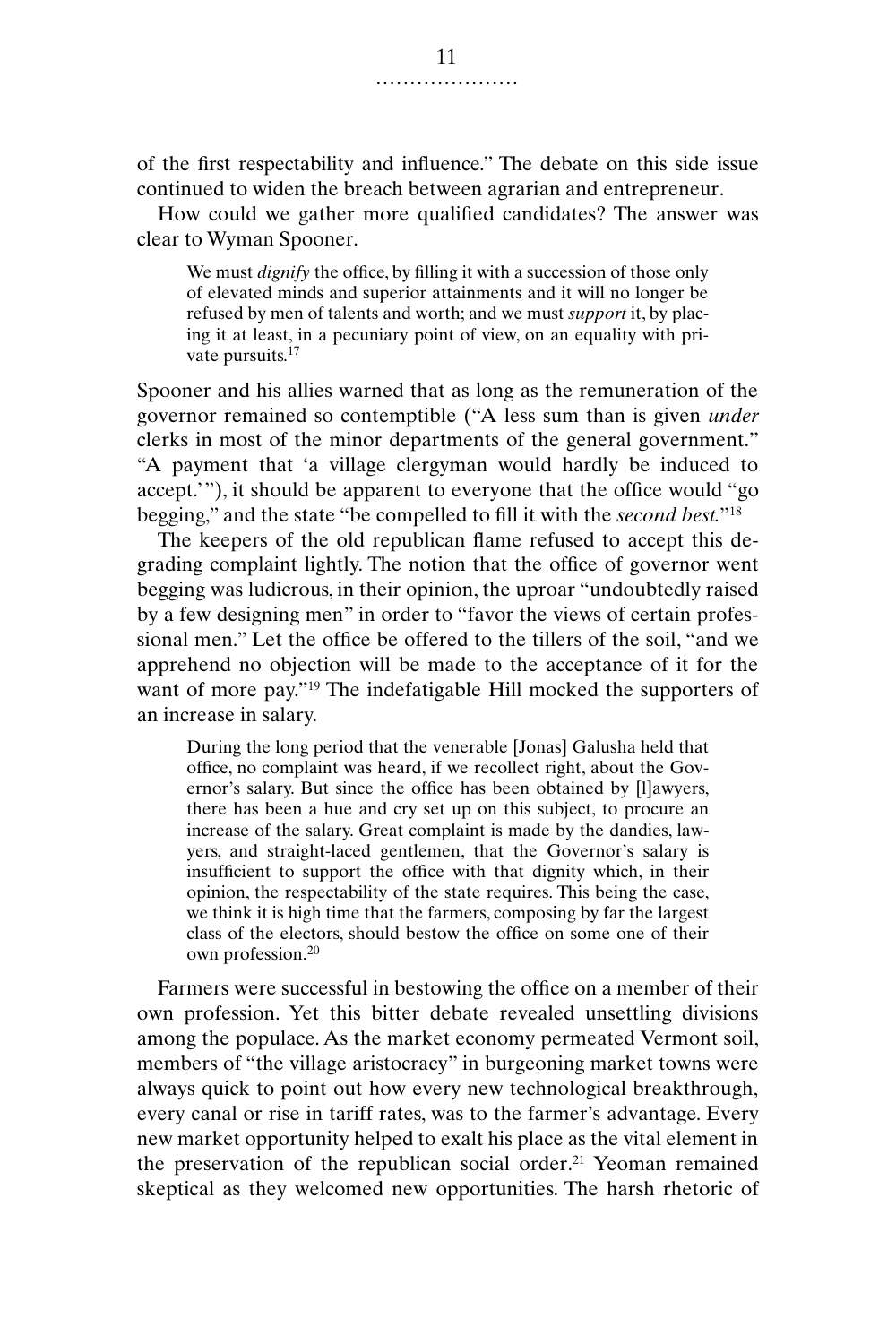of the first respectability and influence." The debate on this side issue continued to widen the breach between agrarian and entrepreneur.

How could we gather more qualified candidates? The answer was clear to Wyman Spooner.

> We must *dignify* the office, by filling it with a succession of those only of elevated minds and superior attainments and it will no longer be refused by men of talents and worth; and we must *support* it, by placing it at least, in a pecuniary point of view, on an equality with private pursuits.[17]

Spooner and his allies warned that as long as the remuneration of the governor remained so contemptible ("A less sum than is given *under* clerks in most of the minor departments of the general government." "A payment that 'a village clergyman would hardly be induced to accept.'"), it should be apparent to everyone that the office would "go begging," and the state "be compelled to fill it with the *second best.*"[18]

The keepers of the old republican flame refused to accept this degrading complaint lightly. The notion that the office of governor went begging was ludicrous, in their opinion, the uproar "undoubtedly raised by a few designing men" in order to "favor the views of certain professional men." Let the office be offered to the tillers of the soil, "and we apprehend no objection will be made to the acceptance of it for the want of more pay."[19] The indefatigable Hill mocked the supporters of an increase in salary.

> During the long period that the venerable [Jonas] Galusha held that office, no complaint was heard, if we recollect right, about the Governor's salary. But since the office has been obtained by [l]awyers, there has been a hue and cry set up on this subject, to procure an increase of the salary. Great complaint is made by the dandies, lawyers, and straight-laced gentlemen, that the Governor's salary is insufficient to support the office with that dignity which, in their opinion, the respectability of the state requires. This being the case, we think it is high time that the farmers, composing by far the largest class of the electors, should bestow the office on some one of their own profession.[20]

Farmers were successful in bestowing the office on a member of their own profession. Yet this bitter debate revealed unsettling divisions among the populace. As the market economy permeated Vermont soil, members of "the village aristocracy" in burgeoning market towns were always quick to point out how every new technological breakthrough, every canal or rise in tariff rates, was to the farmer's advantage. Every new market opportunity helped to exalt his place as the vital element in the preservation of the republican social order.[21] Yeoman remained skeptical as they welcomed new opportunities. The harsh rhetoric of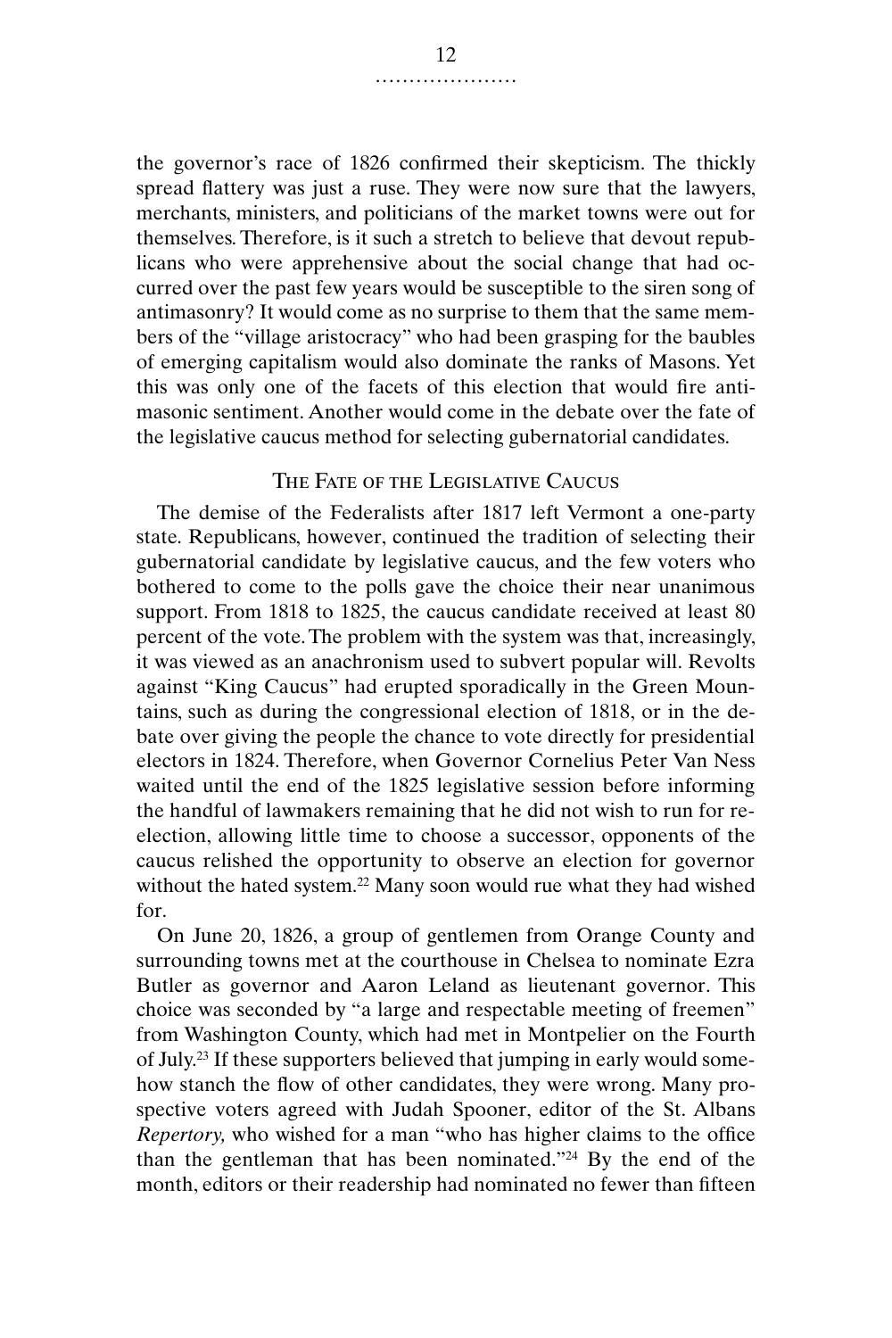the governor's race of 1826 confirmed their skepticism. The thickly spread flattery was just a ruse. They were now sure that the lawyers, merchants, ministers, and politicians of the market towns were out for themselves. Therefore, is it such a stretch to believe that devout republicans who were apprehensive about the social change that had occurred over the past few years would be susceptible to the siren song of antimasonry? It would come as no surprise to them that the same members of the "village aristocracy" who had been grasping for the baubles of emerging capitalism would also dominate the ranks of Masons. Yet this was only one of the facets of this election that would fire antimasonic sentiment. Another would come in the debate over the fate of the legislative caucus method for selecting gubernatorial candidates.

## The Fate of the Legislative Caucus

The demise of the Federalists after 1817 left Vermont a one-party state. Republicans, however, continued the tradition of selecting their gubernatorial candidate by legislative caucus, and the few voters who bothered to come to the polls gave the choice their near unanimous support. From 1818 to 1825, the caucus candidate received at least 80 percent of the vote. The problem with the system was that, increasingly, it was viewed as an anachronism used to subvert popular will. Revolts against "King Caucus" had erupted sporadically in the Green Mountains, such as during the congressional election of 1818, or in the debate over giving the people the chance to vote directly for presidential electors in 1824. Therefore, when Governor Cornelius Peter Van Ness waited until the end of the 1825 legislative session before informing the handful of lawmakers remaining that he did not wish to run for reelection, allowing little time to choose a successor, opponents of the caucus relished the opportunity to observe an election for governor without the hated system.[22] Many soon would rue what they had wished for.

On June 20, 1826, a group of gentlemen from Orange County and surrounding towns met at the courthouse in Chelsea to nominate Ezra Butler as governor and Aaron Leland as lieutenant governor. This choice was seconded by "a large and respectable meeting of freemen" from Washington County, which had met in Montpelier on the Fourth of July.[23] If these supporters believed that jumping in early would somehow stanch the flow of other candidates, they were wrong. Many prospective voters agreed with Judah Spooner, editor of the St. Albans *Repertory,* who wished for a man "who has higher claims to the office than the gentleman that has been nominated."[24] By the end of the month, editors or their readership had nominated no fewer than fifteen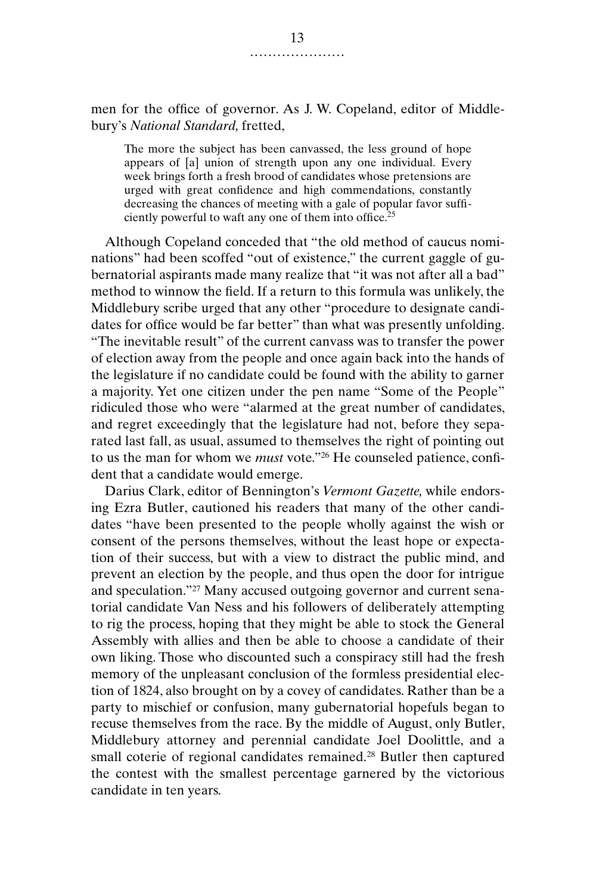men for the office of governor. As J. W. Copeland, editor of Middlebury's *National Standard,* fretted,

> The more the subject has been canvassed, the less ground of hope appears of [a] union of strength upon any one individual. Every week brings forth a fresh brood of candidates whose pretensions are urged with great confidence and high commendations, constantly decreasing the chances of meeting with a gale of popular favor sufficiently powerful to waft any one of them into office.[25]

Although Copeland conceded that "the old method of caucus nominations" had been scoffed "out of existence," the current gaggle of gubernatorial aspirants made many realize that "it was not after all a bad" method to winnow the field. If a return to this formula was unlikely, the Middlebury scribe urged that any other "procedure to designate candidates for office would be far better" than what was presently unfolding. "The inevitable result" of the current canvass was to transfer the power of election away from the people and once again back into the hands of the legislature if no candidate could be found with the ability to garner a majority. Yet one citizen under the pen name "Some of the People" ridiculed those who were "alarmed at the great number of candidates, and regret exceedingly that the legislature had not, before they separated last fall, as usual, assumed to themselves the right of pointing out to us the man for whom we *must* vote."[26] He counseled patience, confident that a candidate would emerge.

Darius Clark, editor of Bennington's *Vermont Gazette,* while endorsing Ezra Butler, cautioned his readers that many of the other candidates "have been presented to the people wholly against the wish or consent of the persons themselves, without the least hope or expectation of their success, but with a view to distract the public mind, and prevent an election by the people, and thus open the door for intrigue and speculation."[27] Many accused outgoing governor and current senatorial candidate Van Ness and his followers of deliberately attempting to rig the process, hoping that they might be able to stock the General Assembly with allies and then be able to choose a candidate of their own liking. Those who discounted such a conspiracy still had the fresh memory of the unpleasant conclusion of the formless presidential election of 1824, also brought on by a covey of candidates. Rather than be a party to mischief or confusion, many gubernatorial hopefuls began to recuse themselves from the race. By the middle of August, only Butler, Middlebury attorney and perennial candidate Joel Doolittle, and a small coterie of regional candidates remained.[28] Butler then captured the contest with the smallest percentage garnered by the victorious candidate in ten years.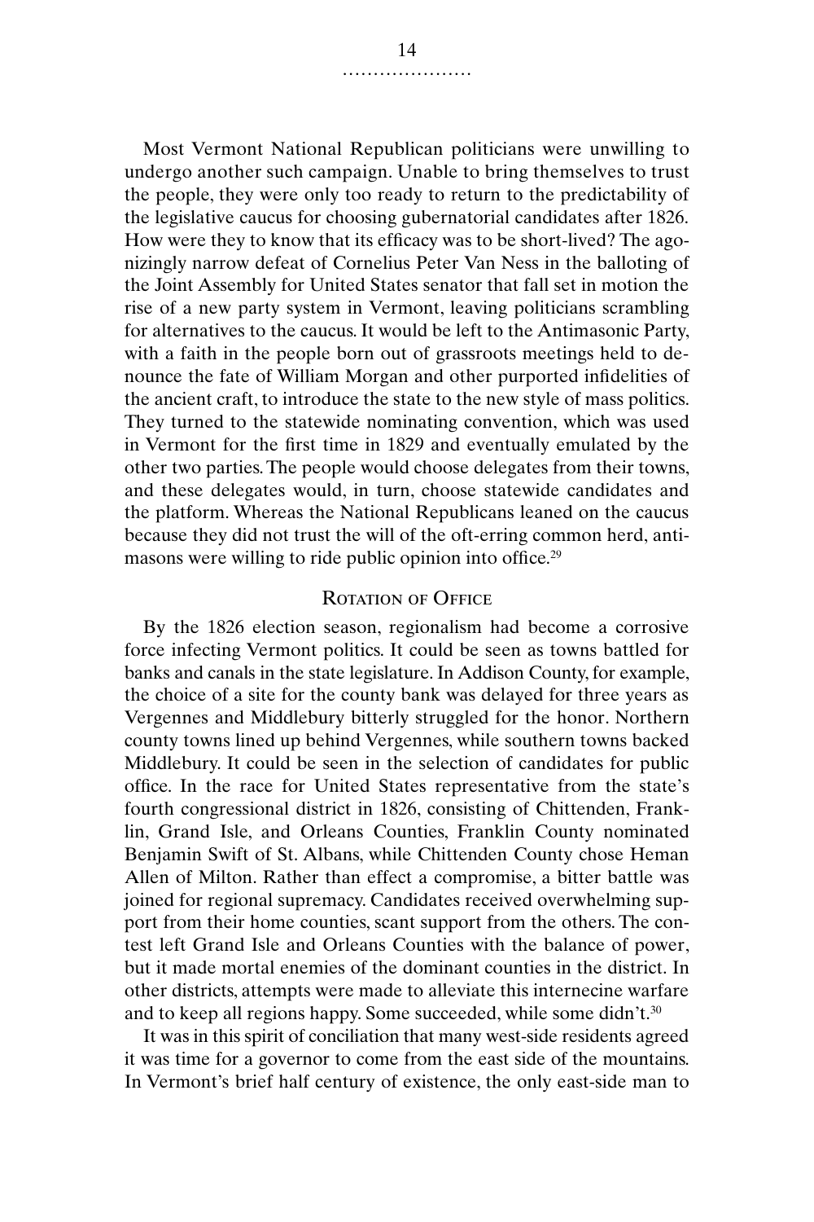Most Vermont National Republican politicians were unwilling to undergo another such campaign. Unable to bring themselves to trust the people, they were only too ready to return to the predictability of the legislative caucus for choosing gubernatorial candidates after 1826. How were they to know that its efficacy was to be short-lived? The agonizingly narrow defeat of Cornelius Peter Van Ness in the balloting of the Joint Assembly for United States senator that fall set in motion the rise of a new party system in Vermont, leaving politicians scrambling for alternatives to the caucus. It would be left to the Antimasonic Party, with a faith in the people born out of grassroots meetings held to denounce the fate of William Morgan and other purported infidelities of the ancient craft, to introduce the state to the new style of mass politics. They turned to the statewide nominating convention, which was used in Vermont for the first time in 1829 and eventually emulated by the other two parties. The people would choose delegates from their towns, and these delegates would, in turn, choose statewide candidates and the platform. Whereas the National Republicans leaned on the caucus because they did not trust the will of the oft-erring common herd, antimasons were willing to ride public opinion into office.[29]

## Rotation of Office

By the 1826 election season, regionalism had become a corrosive force infecting Vermont politics. It could be seen as towns battled for banks and canals in the state legislature. In Addison County, for example, the choice of a site for the county bank was delayed for three years as Vergennes and Middlebury bitterly struggled for the honor. Northern county towns lined up behind Vergennes, while southern towns backed Middlebury. It could be seen in the selection of candidates for public office. In the race for United States representative from the state's fourth congressional district in 1826, consisting of Chittenden, Franklin, Grand Isle, and Orleans Counties, Franklin County nominated Benjamin Swift of St. Albans, while Chittenden County chose Heman Allen of Milton. Rather than effect a compromise, a bitter battle was joined for regional supremacy. Candidates received overwhelming support from their home counties, scant support from the others. The contest left Grand Isle and Orleans Counties with the balance of power, but it made mortal enemies of the dominant counties in the district. In other districts, attempts were made to alleviate this internecine warfare and to keep all regions happy. Some succeeded, while some didn't.[30]

It was in this spirit of conciliation that many west-side residents agreed it was time for a governor to come from the east side of the mountains. In Vermont's brief half century of existence, the only east-side man to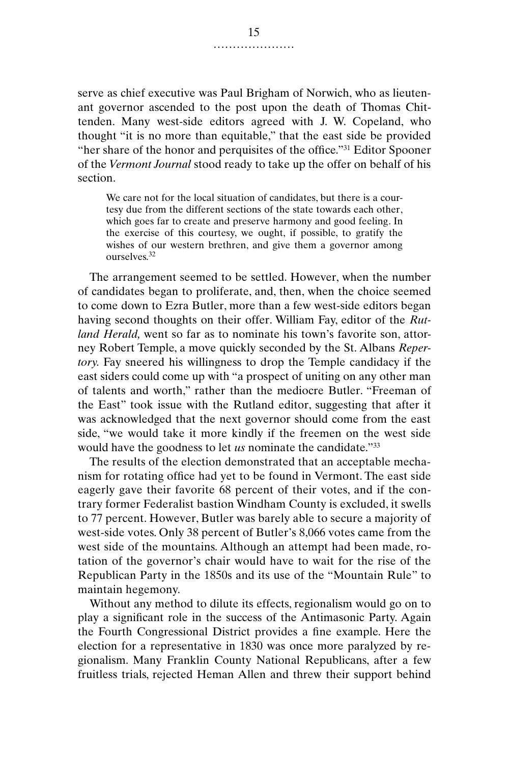serve as chief executive was Paul Brigham of Norwich, who as lieutenant governor ascended to the post upon the death of Thomas Chittenden. Many west-side editors agreed with J. W. Copeland, who thought "it is no more than equitable," that the east side be provided "her share of the honor and perquisites of the office."[31] Editor Spooner of the *Vermont Journal* stood ready to take up the offer on behalf of his section.

> We care not for the local situation of candidates, but there is a courtesy due from the different sections of the state towards each other, which goes far to create and preserve harmony and good feeling. In the exercise of this courtesy, we ought, if possible, to gratify the wishes of our western brethren, and give them a governor among ourselves.[32]

The arrangement seemed to be settled. However, when the number of candidates began to proliferate, and, then, when the choice seemed to come down to Ezra Butler, more than a few west-side editors began having second thoughts on their offer. William Fay, editor of the *Rutland Herald,* went so far as to nominate his town's favorite son, attorney Robert Temple, a move quickly seconded by the St. Albans *Repertory.* Fay sneered his willingness to drop the Temple candidacy if the east siders could come up with "a prospect of uniting on any other man of talents and worth," rather than the mediocre Butler. "Freeman of the East" took issue with the Rutland editor, suggesting that after it was acknowledged that the next governor should come from the east side, "we would take it more kindly if the freemen on the west side would have the goodness to let *us* nominate the candidate."[33]

The results of the election demonstrated that an acceptable mechanism for rotating office had yet to be found in Vermont. The east side eagerly gave their favorite 68 percent of their votes, and if the contrary former Federalist bastion Windham County is excluded, it swells to 77 percent. However, Butler was barely able to secure a majority of west-side votes. Only 38 percent of Butler's 8,066 votes came from the west side of the mountains. Although an attempt had been made, rotation of the governor's chair would have to wait for the rise of the Republican Party in the 1850s and its use of the "Mountain Rule" to maintain hegemony.

Without any method to dilute its effects, regionalism would go on to play a significant role in the success of the Antimasonic Party. Again the Fourth Congressional District provides a fine example. Here the election for a representative in 1830 was once more paralyzed by regionalism. Many Franklin County National Republicans, after a few fruitless trials, rejected Heman Allen and threw their support behind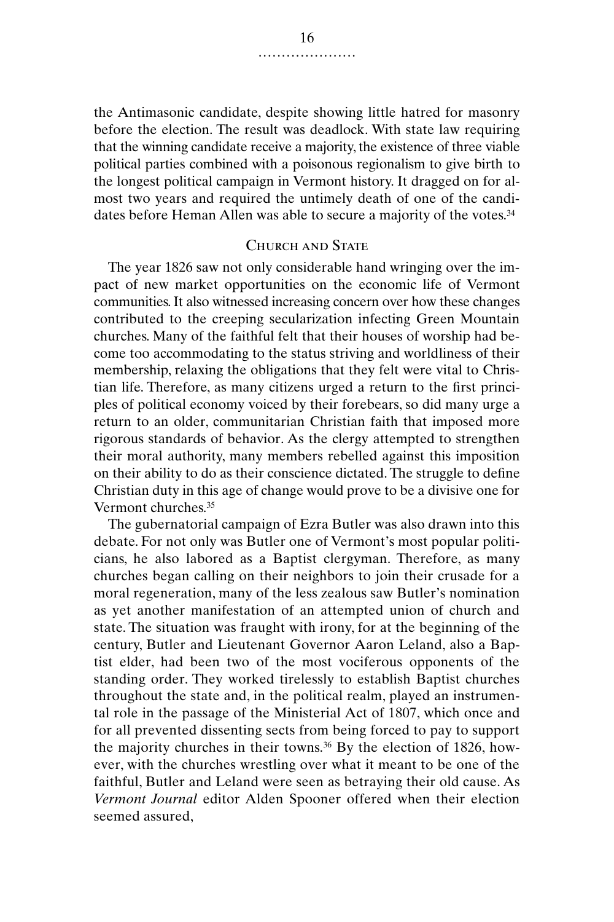the Antimasonic candidate, despite showing little hatred for masonry before the election. The result was deadlock. With state law requiring that the winning candidate receive a majority, the existence of three viable political parties combined with a poisonous regionalism to give birth to the longest political campaign in Vermont history. It dragged on for almost two years and required the untimely death of one of the candidates before Heman Allen was able to secure a majority of the votes.[34]

## Church and State

The year 1826 saw not only considerable hand wringing over the impact of new market opportunities on the economic life of Vermont communities. It also witnessed increasing concern over how these changes contributed to the creeping secularization infecting Green Mountain churches. Many of the faithful felt that their houses of worship had become too accommodating to the status striving and worldliness of their membership, relaxing the obligations that they felt were vital to Christian life. Therefore, as many citizens urged a return to the first principles of political economy voiced by their forebears, so did many urge a return to an older, communitarian Christian faith that imposed more rigorous standards of behavior. As the clergy attempted to strengthen their moral authority, many members rebelled against this imposition on their ability to do as their conscience dictated. The struggle to define Christian duty in this age of change would prove to be a divisive one for Vermont churches.[35]

The gubernatorial campaign of Ezra Butler was also drawn into this debate. For not only was Butler one of Vermont's most popular politicians, he also labored as a Baptist clergyman. Therefore, as many churches began calling on their neighbors to join their crusade for a moral regeneration, many of the less zealous saw Butler's nomination as yet another manifestation of an attempted union of church and state. The situation was fraught with irony, for at the beginning of the century, Butler and Lieutenant Governor Aaron Leland, also a Baptist elder, had been two of the most vociferous opponents of the standing order. They worked tirelessly to establish Baptist churches throughout the state and, in the political realm, played an instrumental role in the passage of the Ministerial Act of 1807, which once and for all prevented dissenting sects from being forced to pay to support the majority churches in their towns.[36] By the election of 1826, however, with the churches wrestling over what it meant to be one of the faithful, Butler and Leland were seen as betraying their old cause. As *Vermont Journal* editor Alden Spooner offered when their election seemed assured,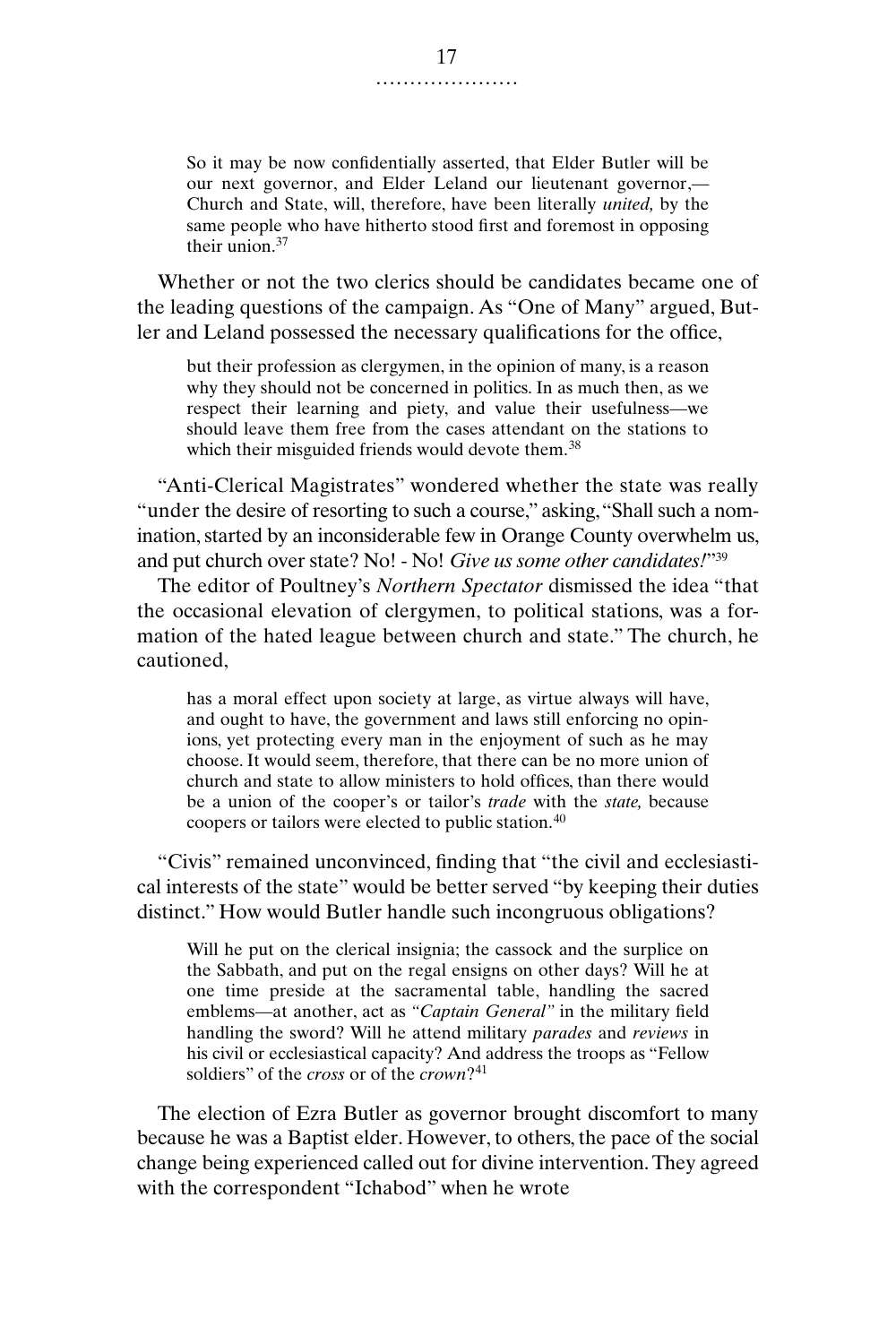> So it may be now confidentially asserted, that Elder Butler will be our next governor, and Elder Leland our lieutenant governor,—Church and State, will, therefore, have been literally *united,* by the same people who have hitherto stood first and foremost in opposing their union.[37]

Whether or not the two clerics should be candidates became one of the leading questions of the campaign. As "One of Many" argued, Butler and Leland possessed the necessary qualifications for the office,

> but their profession as clergymen, in the opinion of many, is a reason why they should not be concerned in politics. In as much then, as we respect their learning and piety, and value their usefulness—we should leave them free from the cases attendant on the stations to which their misguided friends would devote them.[38]

"Anti-Clerical Magistrates" wondered whether the state was really "under the desire of resorting to such a course," asking, "Shall such a nomination, started by an inconsiderable few in Orange County overwhelm us, and put church over state? No! - No! *Give us some other candidates!*"[39]

The editor of Poultney's *Northern Spectator* dismissed the idea "that the occasional elevation of clergymen, to political stations, was a formation of the hated league between church and state." The church, he cautioned,

> has a moral effect upon society at large, as virtue always will have, and ought to have, the government and laws still enforcing no opinions, yet protecting every man in the enjoyment of such as he may choose. It would seem, therefore, that there can be no more union of church and state to allow ministers to hold offices, than there would be a union of the cooper's or tailor's *trade* with the *state,* because coopers or tailors were elected to public station.[40]

"Civis" remained unconvinced, finding that "the civil and ecclesiastical interests of the state" would be better served "by keeping their duties distinct." How would Butler handle such incongruous obligations?

> Will he put on the clerical insignia; the cassock and the surplice on the Sabbath, and put on the regal ensigns on other days? Will he at one time preside at the sacramental table, handling the sacred emblems—at another, act as *"Captain General"* in the military field handling the sword? Will he attend military *parades* and *reviews* in his civil or ecclesiastical capacity? And address the troops as "Fellow soldiers" of the *cross* or of the *crown*?[41]

The election of Ezra Butler as governor brought discomfort to many because he was a Baptist elder. However, to others, the pace of the social change being experienced called out for divine intervention. They agreed with the correspondent "Ichabod" when he wrote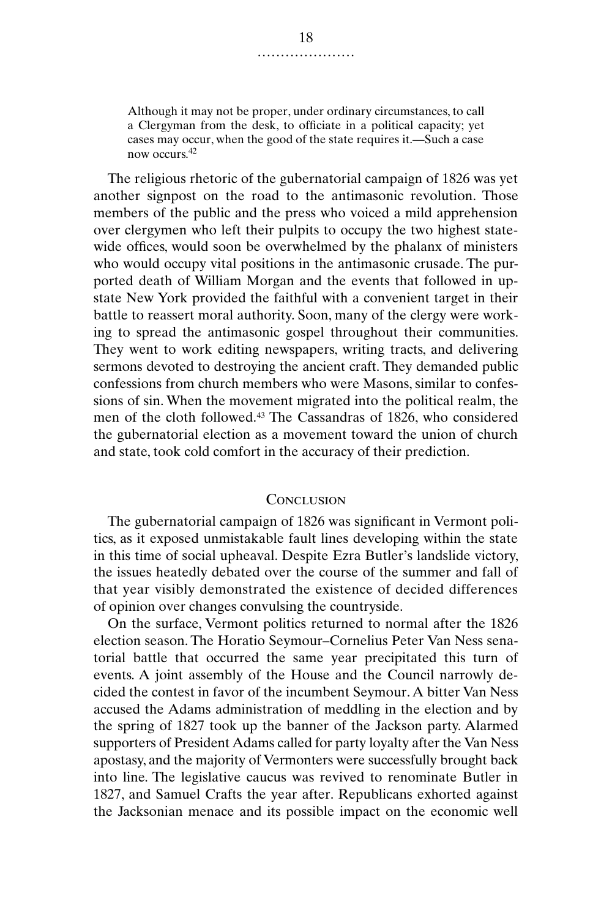> Although it may not be proper, under ordinary circumstances, to call a Clergyman from the desk, to officiate in a political capacity; yet cases may occur, when the good of the state requires it.—Such a case now occurs.[42]

The religious rhetoric of the gubernatorial campaign of 1826 was yet another signpost on the road to the antimasonic revolution. Those members of the public and the press who voiced a mild apprehension over clergymen who left their pulpits to occupy the two highest statewide offices, would soon be overwhelmed by the phalanx of ministers who would occupy vital positions in the antimasonic crusade. The purported death of William Morgan and the events that followed in upstate New York provided the faithful with a convenient target in their battle to reassert moral authority. Soon, many of the clergy were working to spread the antimasonic gospel throughout their communities. They went to work editing newspapers, writing tracts, and delivering sermons devoted to destroying the ancient craft. They demanded public confessions from church members who were Masons, similar to confessions of sin. When the movement migrated into the political realm, the men of the cloth followed.[43] The Cassandras of 1826, who considered the gubernatorial election as a movement toward the union of church and state, took cold comfort in the accuracy of their prediction.

## Conclusion

The gubernatorial campaign of 1826 was significant in Vermont politics, as it exposed unmistakable fault lines developing within the state in this time of social upheaval. Despite Ezra Butler's landslide victory, the issues heatedly debated over the course of the summer and fall of that year visibly demonstrated the existence of decided differences of opinion over changes convulsing the countryside.

On the surface, Vermont politics returned to normal after the 1826 election season. The Horatio Seymour–Cornelius Peter Van Ness senatorial battle that occurred the same year precipitated this turn of events. A joint assembly of the House and the Council narrowly decided the contest in favor of the incumbent Seymour. A bitter Van Ness accused the Adams administration of meddling in the election and by the spring of 1827 took up the banner of the Jackson party. Alarmed supporters of President Adams called for party loyalty after the Van Ness apostasy, and the majority of Vermonters were successfully brought back into line. The legislative caucus was revived to renominate Butler in 1827, and Samuel Crafts the year after. Republicans exhorted against the Jacksonian menace and its possible impact on the economic well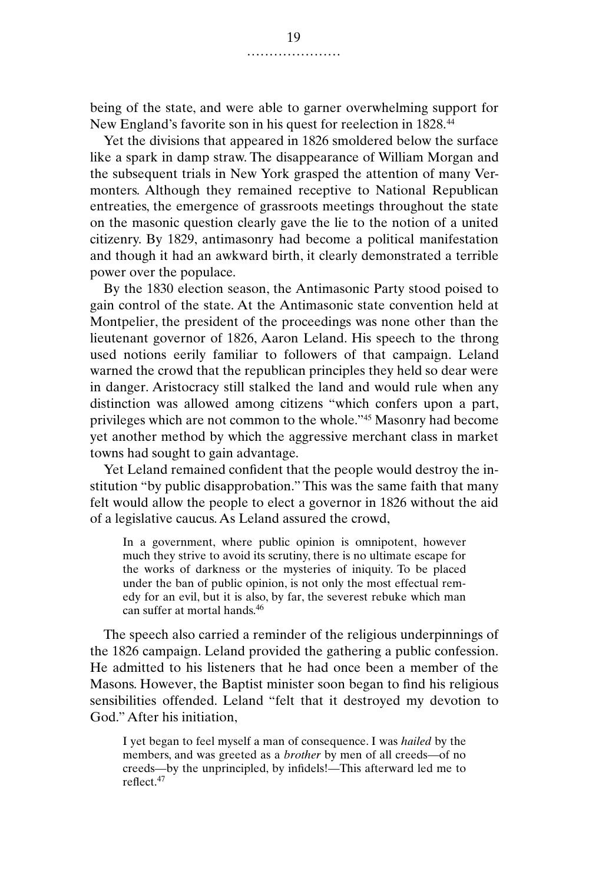being of the state, and were able to garner overwhelming support for New England's favorite son in his quest for reelection in 1828.[44]

Yet the divisions that appeared in 1826 smoldered below the surface like a spark in damp straw. The disappearance of William Morgan and the subsequent trials in New York grasped the attention of many Vermonters. Although they remained receptive to National Republican entreaties, the emergence of grassroots meetings throughout the state on the masonic question clearly gave the lie to the notion of a united citizenry. By 1829, antimasonry had become a political manifestation and though it had an awkward birth, it clearly demonstrated a terrible power over the populace.

By the 1830 election season, the Antimasonic Party stood poised to gain control of the state. At the Antimasonic state convention held at Montpelier, the president of the proceedings was none other than the lieutenant governor of 1826, Aaron Leland. His speech to the throng used notions eerily familiar to followers of that campaign. Leland warned the crowd that the republican principles they held so dear were in danger. Aristocracy still stalked the land and would rule when any distinction was allowed among citizens "which confers upon a part, privileges which are not common to the whole."[45] Masonry had become yet another method by which the aggressive merchant class in market towns had sought to gain advantage.

Yet Leland remained confident that the people would destroy the institution "by public disapprobation." This was the same faith that many felt would allow the people to elect a governor in 1826 without the aid of a legislative caucus. As Leland assured the crowd,

> In a government, where public opinion is omnipotent, however much they strive to avoid its scrutiny, there is no ultimate escape for the works of darkness or the mysteries of iniquity. To be placed under the ban of public opinion, is not only the most effectual remedy for an evil, but it is also, by far, the severest rebuke which man can suffer at mortal hands.[46]

The speech also carried a reminder of the religious underpinnings of the 1826 campaign. Leland provided the gathering a public confession. He admitted to his listeners that he had once been a member of the Masons. However, the Baptist minister soon began to find his religious sensibilities offended. Leland "felt that it destroyed my devotion to God." After his initiation,

> I yet began to feel myself a man of consequence. I was *hailed* by the members, and was greeted as a *brother* by men of all creeds—of no creeds—by the unprincipled, by infidels!—This afterward led me to reflect.[47]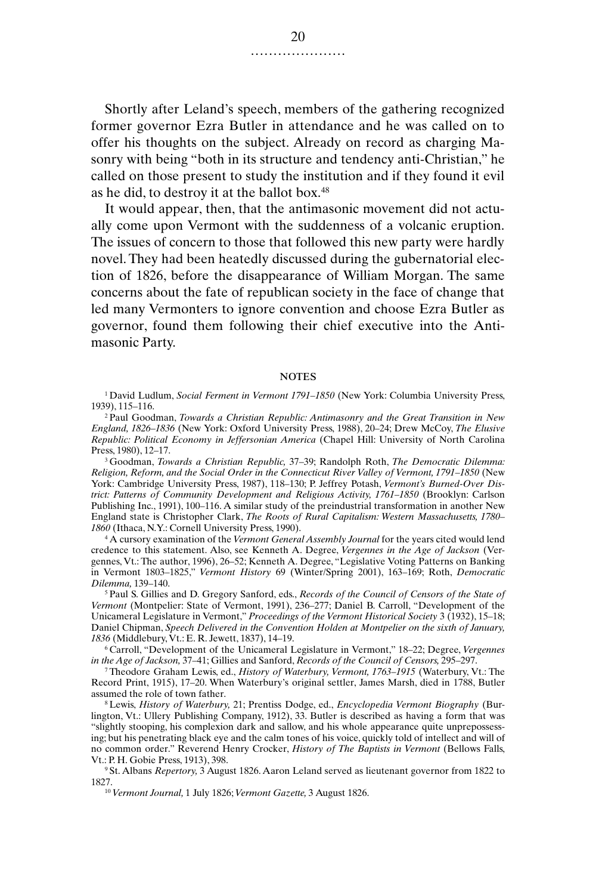Shortly after Leland's speech, members of the gathering recognized former governor Ezra Butler in attendance and he was called on to offer his thoughts on the subject. Already on record as charging Masonry with being "both in its structure and tendency anti-Christian," he called on those present to study the institution and if they found it evil as he did, to destroy it at the ballot box.[48]

It would appear, then, that the antimasonic movement did not actually come upon Vermont with the suddenness of a volcanic eruption. The issues of concern to those that followed this new party were hardly novel. They had been heatedly discussed during the gubernatorial election of 1826, before the disappearance of William Morgan. The same concerns about the fate of republican society in the face of change that led many Vermonters to ignore convention and choose Ezra Butler as governor, found them following their chief executive into the Antimasonic Party.

## NOTES

[1] David Ludlum, *Social Ferment in Vermont 1791–1850* (New York: Columbia University Press, 1939), 115–116.

[2] Paul Goodman, *Towards a Christian Republic: Antimasonry and the Great Transition in New England, 1826–1836* (New York: Oxford University Press, 1988), 20–24; Drew McCoy, *The Elusive Republic: Political Economy in Jeffersonian America* (Chapel Hill: University of North Carolina Press, 1980), 12–17.

[3] Goodman, *Towards a Christian Republic,* 37–39; Randolph Roth, *The Democratic Dilemma: Religion, Reform, and the Social Order in the Connecticut River Valley of Vermont, 1791–1850* (New York: Cambridge University Press, 1987), 118–130; P. Jeffrey Potash, *Vermont's Burned-Over District: Patterns of Community Development and Religious Activity, 1761–1850* (Brooklyn: Carlson Publishing Inc., 1991), 100–116. A similar study of the preindustrial transformation in another New England state is Christopher Clark, *The Roots of Rural Capitalism: Western Massachusetts, 1780–1860* (Ithaca, N.Y.: Cornell University Press, 1990).

[4] A cursory examination of the *Vermont General Assembly Journal* for the years cited would lend credence to this statement. Also, see Kenneth A. Degree, *Vergennes in the Age of Jackson* (Vergennes, Vt.: The author, 1996), 26–52; Kenneth A. Degree, "Legislative Voting Patterns on Banking in Vermont 1803–1825," *Vermont History* 69 (Winter/Spring 2001), 163–169; Roth, *Democratic Dilemma,* 139–140.

[5] Paul S. Gillies and D. Gregory Sanford, eds., *Records of the Council of Censors of the State of Vermont* (Montpelier: State of Vermont, 1991), 236–277; Daniel B. Carroll, "Development of the Unicameral Legislature in Vermont," *Proceedings of the Vermont Historical Society* 3 (1932), 15–18; Daniel Chipman, *Speech Delivered in the Convention Holden at Montpelier on the sixth of January, 1836* (Middlebury, Vt.: E. R. Jewett, 1837), 14–19.

[6] Carroll, "Development of the Unicameral Legislature in Vermont," 18–22; Degree, *Vergennes in the Age of Jackson,* 37–41; Gillies and Sanford, *Records of the Council of Censors,* 295–297.

[7] Theodore Graham Lewis, ed., *History of Waterbury, Vermont, 1763–1915* (Waterbury, Vt.: The Record Print, 1915), 17–20. When Waterbury's original settler, James Marsh, died in 1788, Butler assumed the role of town father.

[8] Lewis, *History of Waterbury,* 21; Prentiss Dodge, ed., *Encyclopedia Vermont Biography* (Burlington, Vt.: Ullery Publishing Company, 1912), 33. Butler is described as having a form that was "slightly stooping, his complexion dark and sallow, and his whole appearance quite unprepossessing; but his penetrating black eye and the calm tones of his voice, quickly told of intellect and will of no common order." Reverend Henry Crocker, *History of The Baptists in Vermont* (Bellows Falls, Vt.: P. H. Gobie Press, 1913), 398.

[9] St. Albans *Repertory,* 3 August 1826. Aaron Leland served as lieutenant governor from 1822 to 1827.

[10] *Vermont Journal,* 1 July 1826; *Vermont Gazette,* 3 August 1826.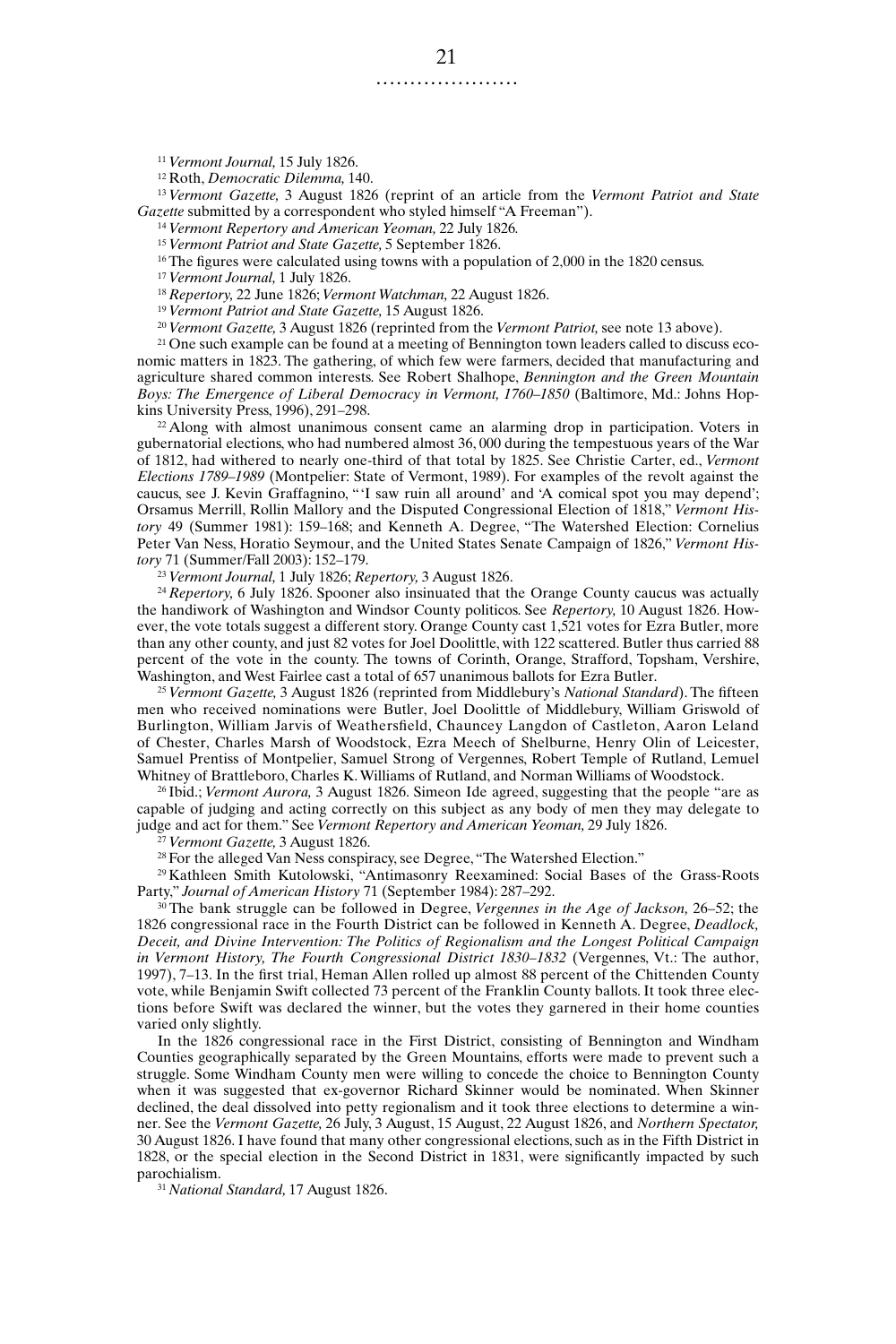[11] *Vermont Journal,* 15 July 1826.

[12] Roth, *Democratic Dilemma,* 140.

[13] *Vermont Gazette,* 3 August 1826 (reprint of an article from the *Vermont Patriot and State Gazette* submitted by a correspondent who styled himself "A Freeman").

[14] *Vermont Repertory and American Yeoman,* 22 July 1826.

[15] *Vermont Patriot and State Gazette,* 5 September 1826.

[16] The figures were calculated using towns with a population of 2,000 in the 1820 census.

[17] *Vermont Journal,* 1 July 1826.

[18] *Repertory,* 22 June 1826; *Vermont Watchman,* 22 August 1826.

[19] *Vermont Patriot and State Gazette,* 15 August 1826.

[20] *Vermont Gazette,* 3 August 1826 (reprinted from the *Vermont Patriot,* see note 13 above).

[21] One such example can be found at a meeting of Bennington town leaders called to discuss economic matters in 1823. The gathering, of which few were farmers, decided that manufacturing and agriculture shared common interests. See Robert Shalhope, *Bennington and the Green Mountain Boys: The Emergence of Liberal Democracy in Vermont, 1760–1850* (Baltimore, Md.: Johns Hopkins University Press, 1996), 291–298.

[22] Along with almost unanimous consent came an alarming drop in participation. Voters in gubernatorial elections, who had numbered almost 36, 000 during the tempestuous years of the War of 1812, had withered to nearly one-third of that total by 1825. See Christie Carter, ed., *Vermont Elections 1789–1989* (Montpelier: State of Vermont, 1989). For examples of the revolt against the caucus, see J. Kevin Graffagnino, "'I saw ruin all around' and 'A comical spot you may depend'; Orsamus Merrill, Rollin Mallory and the Disputed Congressional Election of 1818," *Vermont History* 49 (Summer 1981): 159–168; and Kenneth A. Degree, "The Watershed Election: Cornelius Peter Van Ness, Horatio Seymour, and the United States Senate Campaign of 1826," *Vermont History* 71 (Summer/Fall 2003): 152–179.

[23] *Vermont Journal,* 1 July 1826; *Repertory,* 3 August 1826.

[24] *Repertory,* 6 July 1826. Spooner also insinuated that the Orange County caucus was actually the handiwork of Washington and Windsor County politicos. See *Repertory,* 10 August 1826. However, the vote totals suggest a different story. Orange County cast 1,521 votes for Ezra Butler, more than any other county, and just 82 votes for Joel Doolittle, with 122 scattered. Butler thus carried 88 percent of the vote in the county. The towns of Corinth, Orange, Strafford, Topsham, Vershire, Washington, and West Fairlee cast a total of 657 unanimous ballots for Ezra Butler.

[25] *Vermont Gazette,* 3 August 1826 (reprinted from Middlebury's *National Standard*). The fifteen men who received nominations were Butler, Joel Doolittle of Middlebury, William Griswold of Burlington, William Jarvis of Weathersfield, Chauncey Langdon of Castleton, Aaron Leland of Chester, Charles Marsh of Woodstock, Ezra Meech of Shelburne, Henry Olin of Leicester, Samuel Prentiss of Montpelier, Samuel Strong of Vergennes, Robert Temple of Rutland, Lemuel Whitney of Brattleboro, Charles K. Williams of Rutland, and Norman Williams of Woodstock.

[26] Ibid.; *Vermont Aurora,* 3 August 1826. Simeon Ide agreed, suggesting that the people "are as capable of judging and acting correctly on this subject as any body of men they may delegate to judge and act for them." See *Vermont Repertory and American Yeoman,* 29 July 1826.

[27] *Vermont Gazette,* 3 August 1826.

[28] For the alleged Van Ness conspiracy, see Degree, "The Watershed Election."

[29] Kathleen Smith Kutolowski, "Antimasonry Reexamined: Social Bases of the Grass-Roots Party," *Journal of American History* 71 (September 1984): 287–292.

[30] The bank struggle can be followed in Degree, *Vergennes in the Age of Jackson,* 26–52; the 1826 congressional race in the Fourth District can be followed in Kenneth A. Degree, *Deadlock, Deceit, and Divine Intervention: The Politics of Regionalism and the Longest Political Campaign in Vermont History, The Fourth Congressional District 1830–1832* (Vergennes, Vt.: The author, 1997), 7–13. In the first trial, Heman Allen rolled up almost 88 percent of the Chittenden County vote, while Benjamin Swift collected 73 percent of the Franklin County ballots. It took three elections before Swift was declared the winner, but the votes they garnered in their home counties varied only slightly.

In the 1826 congressional race in the First District, consisting of Bennington and Windham Counties geographically separated by the Green Mountains, efforts were made to prevent such a struggle. Some Windham County men were willing to concede the choice to Bennington County when it was suggested that ex-governor Richard Skinner would be nominated. When Skinner declined, the deal dissolved into petty regionalism and it took three elections to determine a winner. See the *Vermont Gazette,* 26 July, 3 August, 15 August, 22 August 1826, and *Northern Spectator,* 30 August 1826. I have found that many other congressional elections, such as in the Fifth District in 1828, or the special election in the Second District in 1831, were significantly impacted by such parochialism.

[31] *National Standard,* 17 August 1826.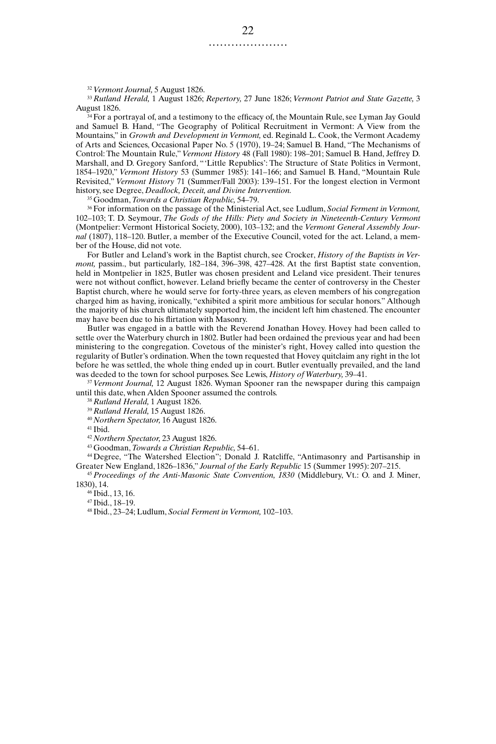[32] *Vermont Journal,* 5 August 1826.

[33] *Rutland Herald,* 1 August 1826; *Repertory,* 27 June 1826; *Vermont Patriot and State Gazette,* 3 August 1826.

[34] For a portrayal of, and a testimony to the efficacy of, the Mountain Rule, see Lyman Jay Gould and Samuel B. Hand, "The Geography of Political Recruitment in Vermont: A View from the Mountains," in *Growth and Development in Vermont,* ed. Reginald L. Cook, the Vermont Academy of Arts and Sciences, Occasional Paper No. 5 (1970), 19–24; Samuel B. Hand, "The Mechanisms of Control: The Mountain Rule," *Vermont History* 48 (Fall 1980): 198–201; Samuel B. Hand, Jeffrey D. Marshall, and D. Gregory Sanford, "'Little Republics': The Structure of State Politics in Vermont, 1854–1920," *Vermont History* 53 (Summer 1985): 141–166; and Samuel B. Hand, "Mountain Rule Revisited," *Vermont History* 71 (Summer/Fall 2003): 139–151. For the longest election in Vermont history, see Degree, *Deadlock, Deceit, and Divine Intervention.*

[35] Goodman, *Towards a Christian Republic,* 54–79.

[36] For information on the passage of the Ministerial Act, see Ludlum, *Social Ferment in Vermont,* 102–103; T. D. Seymour, *The Gods of the Hills: Piety and Society in Nineteenth-Century Vermont* (Montpelier: Vermont Historical Society, 2000), 103–132; and the *Vermont General Assembly Journal* (1807), 118–120. Butler, a member of the Executive Council, voted for the act. Leland, a member of the House, did not vote.

For Butler and Leland's work in the Baptist church, see Crocker, *History of the Baptists in Vermont,* passim., but particularly, 182–184, 396–398, 427–428. At the first Baptist state convention, held in Montpelier in 1825, Butler was chosen president and Leland vice president. Their tenures were not without conflict, however. Leland briefly became the center of controversy in the Chester Baptist church, where he would serve for forty-three years, as eleven members of his congregation charged him as having, ironically, "exhibited a spirit more ambitious for secular honors." Although the majority of his church ultimately supported him, the incident left him chastened. The encounter may have been due to his flirtation with Masonry.

Butler was engaged in a battle with the Reverend Jonathan Hovey. Hovey had been called to settle over the Waterbury church in 1802. Butler had been ordained the previous year and had been ministering to the congregation. Covetous of the minister's right, Hovey called into question the regularity of Butler's ordination. When the town requested that Hovey quitclaim any right in the lot before he was settled, the whole thing ended up in court. Butler eventually prevailed, and the land was deeded to the town for school purposes. See Lewis, *History of Waterbury,* 39–41.

[37] *Vermont Journal,* 12 August 1826. Wyman Spooner ran the newspaper during this campaign until this date, when Alden Spooner assumed the controls.

[38] *Rutland Herald,* 1 August 1826.

[39] *Rutland Herald,* 15 August 1826.

[40] *Northern Spectator,* 16 August 1826.

[41] Ibid.

[42] *Northern Spectator,* 23 August 1826.

[43] Goodman, *Towards a Christian Republic,* 54–61.

[44] Degree, "The Watershed Election"; Donald J. Ratcliffe, "Antimasonry and Partisanship in Greater New England, 1826–1836," *Journal of the Early Republic* 15 (Summer 1995): 207–215.

[45] *Proceedings of the Anti-Masonic State Convention, 1830* (Middlebury, Vt.: O. and J. Miner, 1830), 14.

[46] Ibid., 13, 16.

[47] Ibid., 18–19.

[48] Ibid., 23–24; Ludlum, *Social Ferment in Vermont,* 102–103.